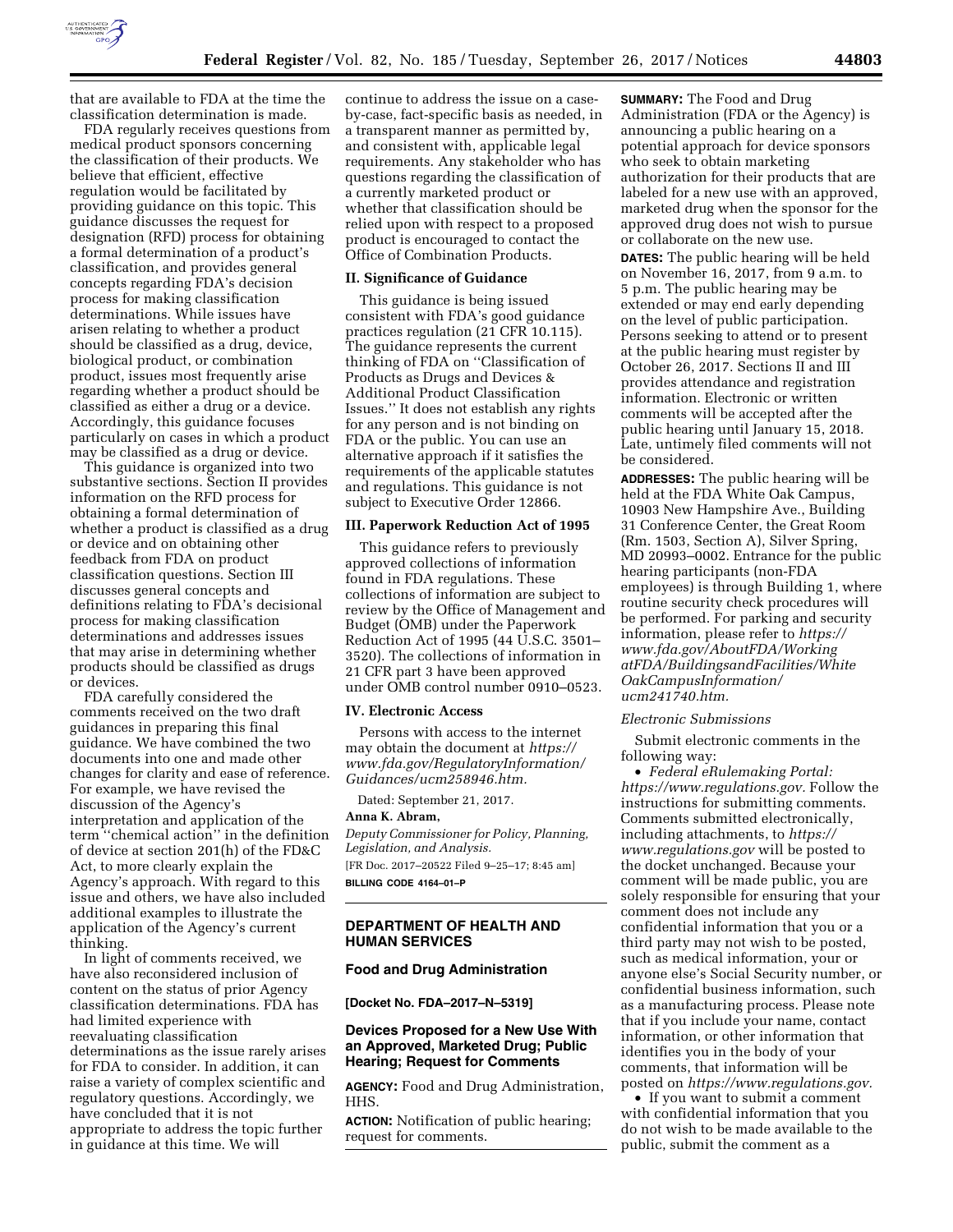that are available to FDA at the time the classification determination is made.

FDA regularly receives questions from medical product sponsors concerning the classification of their products. We believe that efficient, effective regulation would be facilitated by providing guidance on this topic. This guidance discusses the request for designation (RFD) process for obtaining a formal determination of a product's classification, and provides general concepts regarding FDA's decision process for making classification determinations. While issues have arisen relating to whether a product should be classified as a drug, device, biological product, or combination product, issues most frequently arise regarding whether a product should be classified as either a drug or a device. Accordingly, this guidance focuses particularly on cases in which a product may be classified as a drug or device.

This guidance is organized into two substantive sections. Section II provides information on the RFD process for obtaining a formal determination of whether a product is classified as a drug or device and on obtaining other feedback from FDA on product classification questions. Section III discusses general concepts and definitions relating to FDA's decisional process for making classification determinations and addresses issues that may arise in determining whether products should be classified as drugs or devices.

FDA carefully considered the comments received on the two draft guidances in preparing this final guidance. We have combined the two documents into one and made other changes for clarity and ease of reference. For example, we have revised the discussion of the Agency's interpretation and application of the term ''chemical action'' in the definition of device at section 201(h) of the FD&C Act, to more clearly explain the Agency's approach. With regard to this issue and others, we have also included additional examples to illustrate the application of the Agency's current thinking.

In light of comments received, we have also reconsidered inclusion of content on the status of prior Agency classification determinations. FDA has had limited experience with reevaluating classification determinations as the issue rarely arises for FDA to consider. In addition, it can raise a variety of complex scientific and regulatory questions. Accordingly, we have concluded that it is not appropriate to address the topic further in guidance at this time. We will continue to address the issue on a case-by-case, fact-specific basis as needed, in a transparent manner as permitted by, and consistent with, applicable legal requirements. Any stakeholder who has questions regarding the classification of a currently marketed product or whether that classification should be relied upon with respect to a proposed product is encouraged to contact the Office of Combination Products.

## II. Significance of Guidance

This guidance is being issued consistent with FDA's good guidance practices regulation (21 CFR 10.115). The guidance represents the current thinking of FDA on ''Classification of Products as Drugs and Devices & Additional Product Classification Issues.'' It does not establish any rights for any person and is not binding on FDA or the public. You can use an alternative approach if it satisfies the requirements of the applicable statutes and regulations. This guidance is not subject to Executive Order 12866.

## III. Paperwork Reduction Act of 1995

This guidance refers to previously approved collections of information found in FDA regulations. These collections of information are subject to review by the Office of Management and Budget (OMB) under the Paperwork Reduction Act of 1995 (44 U.S.C. 3501–3520). The collections of information in 21 CFR part 3 have been approved under OMB control number 0910–0523.

## IV. Electronic Access

Persons with access to the internet may obtain the document at *https://www.fda.gov/RegulatoryInformation/Guidances/ucm258946.htm.*

Dated: September 21, 2017.

**Anna K. Abram,**

*Deputy Commissioner for Policy, Planning, Legislation, and Analysis.*

[FR Doc. 2017–20522 Filed 9–25–17; 8:45 am]

**BILLING CODE 4164–01–P**

---

# DEPARTMENT OF HEALTH AND HUMAN SERVICES

## Food and Drug Administration

**[Docket No. FDA–2017–N–5319]**

## Devices Proposed for a New Use With an Approved, Marketed Drug; Public Hearing; Request for Comments

**AGENCY:** Food and Drug Administration, HHS.

**ACTION:** Notification of public hearing; request for comments.

**SUMMARY:** The Food and Drug Administration (FDA or the Agency) is announcing a public hearing on a potential approach for device sponsors who seek to obtain marketing authorization for their products that are labeled for a new use with an approved, marketed drug when the sponsor for the approved drug does not wish to pursue or collaborate on the new use.

**DATES:** The public hearing will be held on November 16, 2017, from 9 a.m. to 5 p.m. The public hearing may be extended or may end early depending on the level of public participation. Persons seeking to attend or to present at the public hearing must register by October 26, 2017. Sections II and III provides attendance and registration information. Electronic or written comments will be accepted after the public hearing until January 15, 2018. Late, untimely filed comments will not be considered.

**ADDRESSES:** The public hearing will be held at the FDA White Oak Campus, 10903 New Hampshire Ave., Building 31 Conference Center, the Great Room (Rm. 1503, Section A), Silver Spring, MD 20993–0002. Entrance for the public hearing participants (non-FDA employees) is through Building 1, where routine security check procedures will be performed. For parking and security information, please refer to *https://www.fda.gov/AboutFDA/WorkingatFDA/BuildingsandFacilities/WhiteOakCampusInformation/ucm241740.htm.*

### *Electronic Submissions*

Submit electronic comments in the following way:

- *Federal eRulemaking Portal: https://www.regulations.gov.* Follow the instructions for submitting comments. Comments submitted electronically, including attachments, to *https://www.regulations.gov* will be posted to the docket unchanged. Because your comment will be made public, you are solely responsible for ensuring that your comment does not include any confidential information that you or a third party may not wish to be posted, such as medical information, your or anyone else's Social Security number, or confidential business information, such as a manufacturing process. Please note that if you include your name, contact information, or other information that identifies you in the body of your comments, that information will be posted on *https://www.regulations.gov.*
- If you want to submit a comment with confidential information that you do not wish to be made available to the public, submit the comment as a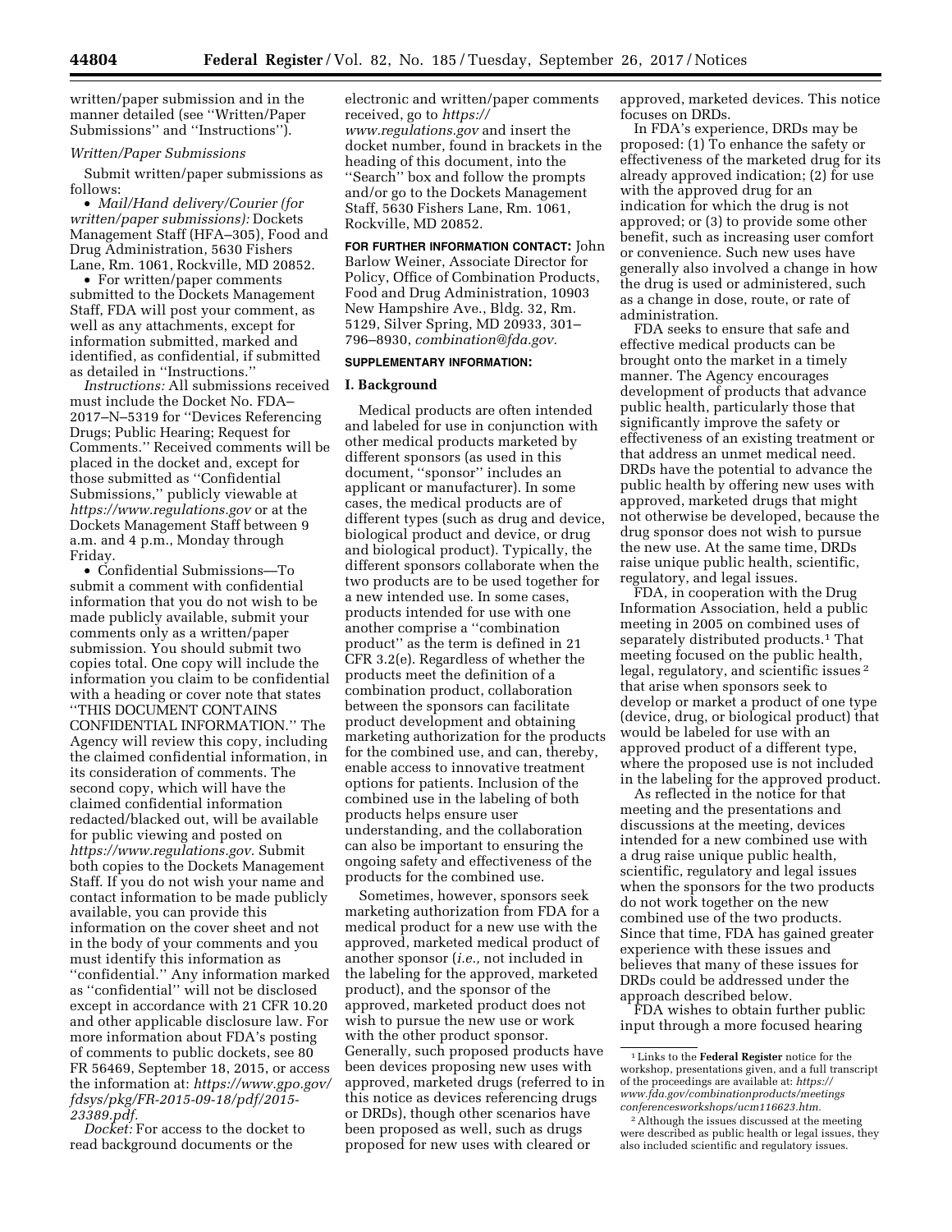written/paper submission and in the manner detailed (see "Written/Paper Submissions" and "Instructions").

*Written/Paper Submissions*

Submit written/paper submissions as follows:

- *Mail/Hand delivery/Courier (for written/paper submissions):* Dockets Management Staff (HFA–305), Food and Drug Administration, 5630 Fishers Lane, Rm. 1061, Rockville, MD 20852.
- For written/paper comments submitted to the Dockets Management Staff, FDA will post your comment, as well as any attachments, except for information submitted, marked and identified, as confidential, if submitted as detailed in "Instructions."

*Instructions:* All submissions received must include the Docket No. FDA–2017–N–5319 for "Devices Referencing Drugs; Public Hearing; Request for Comments." Received comments will be placed in the docket and, except for those submitted as "Confidential Submissions," publicly viewable at *https://www.regulations.gov* or at the Dockets Management Staff between 9 a.m. and 4 p.m., Monday through Friday.

- Confidential Submissions—To submit a comment with confidential information that you do not wish to be made publicly available, submit your comments only as a written/paper submission. You should submit two copies total. One copy will include the information you claim to be confidential with a heading or cover note that states "THIS DOCUMENT CONTAINS CONFIDENTIAL INFORMATION." The Agency will review this copy, including the claimed confidential information, in its consideration of comments. The second copy, which will have the claimed confidential information redacted/blacked out, will be available for public viewing and posted on *https://www.regulations.gov.* Submit both copies to the Dockets Management Staff. If you do not wish your name and contact information to be made publicly available, you can provide this information on the cover sheet and not in the body of your comments and you must identify this information as "confidential." Any information marked as "confidential" will not be disclosed except in accordance with 21 CFR 10.20 and other applicable disclosure law. For more information about FDA's posting of comments to public dockets, see 80 FR 56469, September 18, 2015, or access the information at: *https://www.gpo.gov/fdsys/pkg/FR-2015-09-18/pdf/2015-23389.pdf.*

*Docket:* For access to the docket to read background documents or the electronic and written/paper comments received, go to *https://www.regulations.gov* and insert the docket number, found in brackets in the heading of this document, into the "Search" box and follow the prompts and/or go to the Dockets Management Staff, 5630 Fishers Lane, Rm. 1061, Rockville, MD 20852.

**FOR FURTHER INFORMATION CONTACT:** John Barlow Weiner, Associate Director for Policy, Office of Combination Products, Food and Drug Administration, 10903 New Hampshire Ave., Bldg. 32, Rm. 5129, Silver Spring, MD 20933, 301–796–8930, *combination@fda.gov.*

**SUPPLEMENTARY INFORMATION:**

## I. Background

Medical products are often intended and labeled for use in conjunction with other medical products marketed by different sponsors (as used in this document, "sponsor" includes an applicant or manufacturer). In some cases, the medical products are of different types (such as drug and device, biological product and device, or drug and biological product). Typically, the different sponsors collaborate when the two products are to be used together for a new intended use. In some cases, products intended for use with one another comprise a "combination product" as the term is defined in 21 CFR 3.2(e). Regardless of whether the products meet the definition of a combination product, collaboration between the sponsors can facilitate product development and obtaining marketing authorization for the products for the combined use, and can, thereby, enable access to innovative treatment options for patients. Inclusion of the combined use in the labeling of both products helps ensure user understanding, and the collaboration can also be important to ensuring the ongoing safety and effectiveness of the products for the combined use.

Sometimes, however, sponsors seek marketing authorization from FDA for a medical product for a new use with the approved, marketed medical product of another sponsor (*i.e.,* not included in the labeling for the approved, marketed product), and the sponsor of the approved, marketed product does not wish to pursue the new use or work with the other product sponsor. Generally, such proposed products have been devices proposing new uses with approved, marketed drugs (referred to in this notice as devices referencing drugs or DRDs), though other scenarios have been proposed as well, such as drugs proposed for new uses with cleared or approved, marketed devices. This notice focuses on DRDs.

In FDA's experience, DRDs may be proposed: (1) To enhance the safety or effectiveness of the marketed drug for its already approved indication; (2) for use with the approved drug for an indication for which the drug is not approved; or (3) to provide some other benefit, such as increasing user comfort or convenience. Such new uses have generally also involved a change in how the drug is used or administered, such as a change in dose, route, or rate of administration.

FDA seeks to ensure that safe and effective medical products can be brought onto the market in a timely manner. The Agency encourages development of products that advance public health, particularly those that significantly improve the safety or effectiveness of an existing treatment or that address an unmet medical need. DRDs have the potential to advance the public health by offering new uses with approved, marketed drugs that might not otherwise be developed, because the drug sponsor does not wish to pursue the new use. At the same time, DRDs raise unique public health, scientific, regulatory, and legal issues.

FDA, in cooperation with the Drug Information Association, held a public meeting in 2005 on combined uses of separately distributed products.[1] That meeting focused on the public health, legal, regulatory, and scientific issues[2] that arise when sponsors seek to develop or market a product of one type (device, drug, or biological product) that would be labeled for use with an approved product of a different type, where the proposed use is not included in the labeling for the approved product.

As reflected in the notice for that meeting and the presentations and discussions at the meeting, devices intended for a new combined use with a drug raise unique public health, scientific, regulatory and legal issues when the sponsors for the two products do not work together on the new combined use of the two products. Since that time, FDA has gained greater experience with these issues and believes that many of these issues for DRDs could be addressed under the approach described below.

FDA wishes to obtain further public input through a more focused hearing

[1] Links to the **Federal Register** notice for the workshop, presentations given, and a full transcript of the proceedings are available at: *https://www.fda.gov/combinationproducts/meetingsconferencesworkshops/ucm116623.htm.*

[2] Although the issues discussed at the meeting were described as public health or legal issues, they also included scientific and regulatory issues.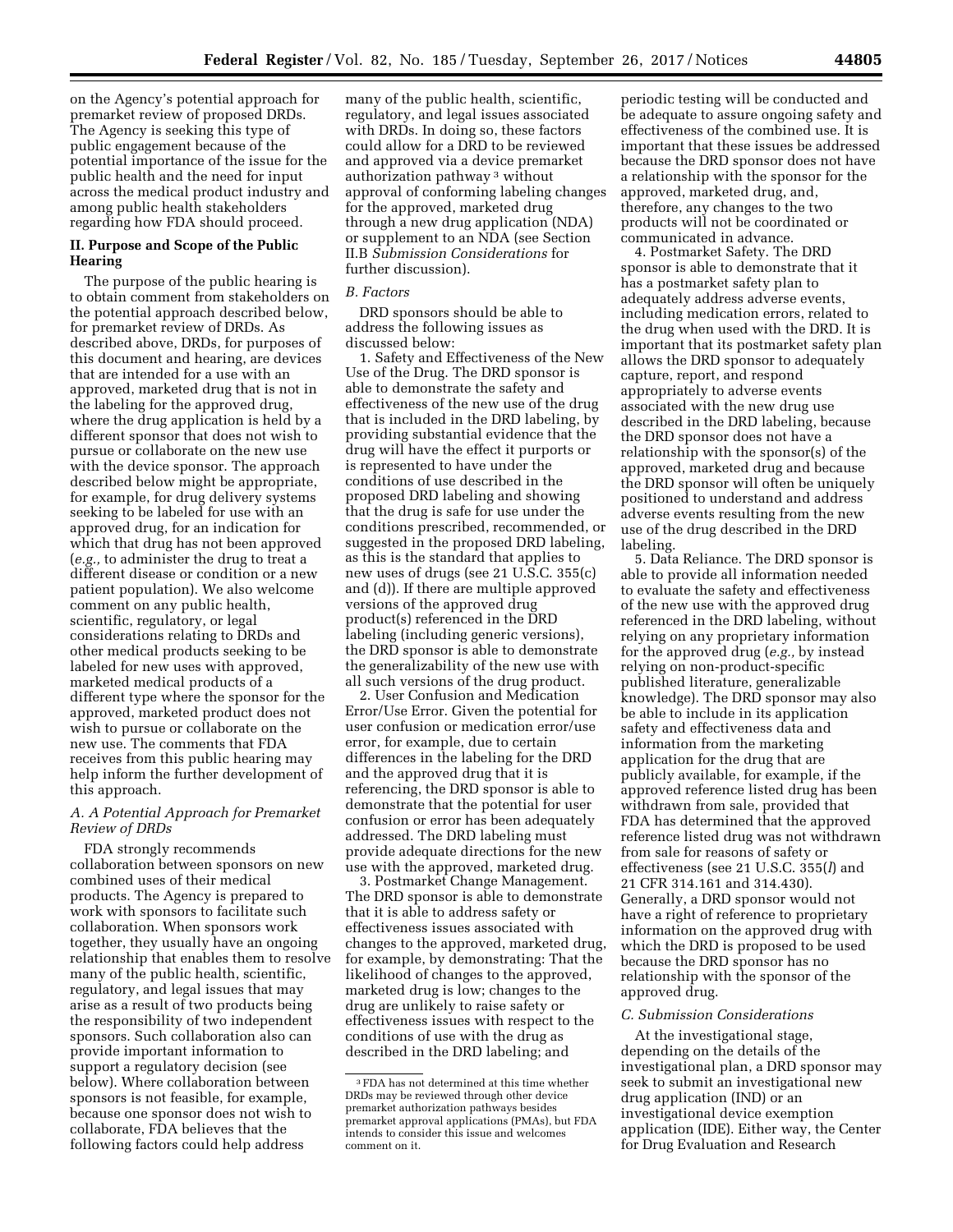on the Agency's potential approach for premarket review of proposed DRDs. The Agency is seeking this type of public engagement because of the potential importance of the issue for the public health and the need for input across the medical product industry and among public health stakeholders regarding how FDA should proceed.

## II. Purpose and Scope of the Public Hearing

The purpose of the public hearing is to obtain comment from stakeholders on the potential approach described below, for premarket review of DRDs. As described above, DRDs, for purposes of this document and hearing, are devices that are intended for a use with an approved, marketed drug that is not in the labeling for the approved drug, where the drug application is held by a different sponsor that does not wish to pursue or collaborate on the new use with the device sponsor. The approach described below might be appropriate, for example, for drug delivery systems seeking to be labeled for use with an approved drug, for an indication for which that drug has not been approved (*e.g.,* to administer the drug to treat a different disease or condition or a new patient population). We also welcome comment on any public health, scientific, regulatory, or legal considerations relating to DRDs and other medical products seeking to be labeled for new uses with approved, marketed medical products of a different type where the sponsor for the approved, marketed product does not wish to pursue or collaborate on the new use. The comments that FDA receives from this public hearing may help inform the further development of this approach.

### *A. A Potential Approach for Premarket Review of DRDs*

FDA strongly recommends collaboration between sponsors on new combined uses of their medical products. The Agency is prepared to work with sponsors to facilitate such collaboration. When sponsors work together, they usually have an ongoing relationship that enables them to resolve many of the public health, scientific, regulatory, and legal issues that may arise as a result of two products being the responsibility of two independent sponsors. Such collaboration also can provide important information to support a regulatory decision (see below). Where collaboration between sponsors is not feasible, for example, because one sponsor does not wish to collaborate, FDA believes that the following factors could help address many of the public health, scientific, regulatory, and legal issues associated with DRDs. In doing so, these factors could allow for a DRD to be reviewed and approved via a device premarket authorization pathway [3] without approval of conforming labeling changes for the approved, marketed drug through a new drug application (NDA) or supplement to an NDA (see Section II.B *Submission Considerations* for further discussion).

### *B. Factors*

DRD sponsors should be able to address the following issues as discussed below:

1. Safety and Effectiveness of the New Use of the Drug. The DRD sponsor is able to demonstrate the safety and effectiveness of the new use of the drug that is included in the DRD labeling, by providing substantial evidence that the drug will have the effect it purports or is represented to have under the conditions of use described in the proposed DRD labeling and showing that the drug is safe for use under the conditions prescribed, recommended, or suggested in the proposed DRD labeling, as this is the standard that applies to new uses of drugs (see 21 U.S.C. 355(c) and (d)). If there are multiple approved versions of the approved drug product(s) referenced in the DRD labeling (including generic versions), the DRD sponsor is able to demonstrate the generalizability of the new use with all such versions of the drug product.

2. User Confusion and Medication Error/Use Error. Given the potential for user confusion or medication error/use error, for example, due to certain differences in the labeling for the DRD and the approved drug that it is referencing, the DRD sponsor is able to demonstrate that the potential for user confusion or error has been adequately addressed. The DRD labeling must provide adequate directions for the new use with the approved, marketed drug.

3. Postmarket Change Management. The DRD sponsor is able to demonstrate that it is able to address safety or effectiveness issues associated with changes to the approved, marketed drug, for example, by demonstrating: That the likelihood of changes to the approved, marketed drug is low; changes to the drug are unlikely to raise safety or effectiveness issues with respect to the conditions of use with the drug as described in the DRD labeling; and periodic testing will be conducted and be adequate to assure ongoing safety and effectiveness of the combined use. It is important that these issues be addressed because the DRD sponsor does not have a relationship with the sponsor for the approved, marketed drug, and, therefore, any changes to the two products will not be coordinated or communicated in advance.

4. Postmarket Safety. The DRD sponsor is able to demonstrate that it has a postmarket safety plan to adequately address adverse events, including medication errors, related to the drug when used with the DRD. It is important that its postmarket safety plan allows the DRD sponsor to adequately capture, report, and respond appropriately to adverse events associated with the new drug use described in the DRD labeling, because the DRD sponsor does not have a relationship with the sponsor(s) of the approved, marketed drug and because the DRD sponsor will often be uniquely positioned to understand and address adverse events resulting from the new use of the drug described in the DRD labeling.

5. Data Reliance. The DRD sponsor is able to provide all information needed to evaluate the safety and effectiveness of the new use with the approved drug referenced in the DRD labeling, without relying on any proprietary information for the approved drug (*e.g.,* by instead relying on non-product-specific published literature, generalizable knowledge). The DRD sponsor may also be able to include in its application safety and effectiveness data and information from the marketing application for the drug that are publicly available, for example, if the approved reference listed drug has been withdrawn from sale, provided that FDA has determined that the approved reference listed drug was not withdrawn from sale for reasons of safety or effectiveness (see 21 U.S.C. 355(*l*) and 21 CFR 314.161 and 314.430). Generally, a DRD sponsor would not have a right of reference to proprietary information on the approved drug with which the DRD is proposed to be used because the DRD sponsor has no relationship with the sponsor of the approved drug.

### *C. Submission Considerations*

At the investigational stage, depending on the details of the investigational plan, a DRD sponsor may seek to submit an investigational new drug application (IND) or an investigational device exemption application (IDE). Either way, the Center for Drug Evaluation and Research

[3] FDA has not determined at this time whether DRDs may be reviewed through other device premarket authorization pathways besides premarket approval applications (PMAs), but FDA intends to consider this issue and welcomes comment on it.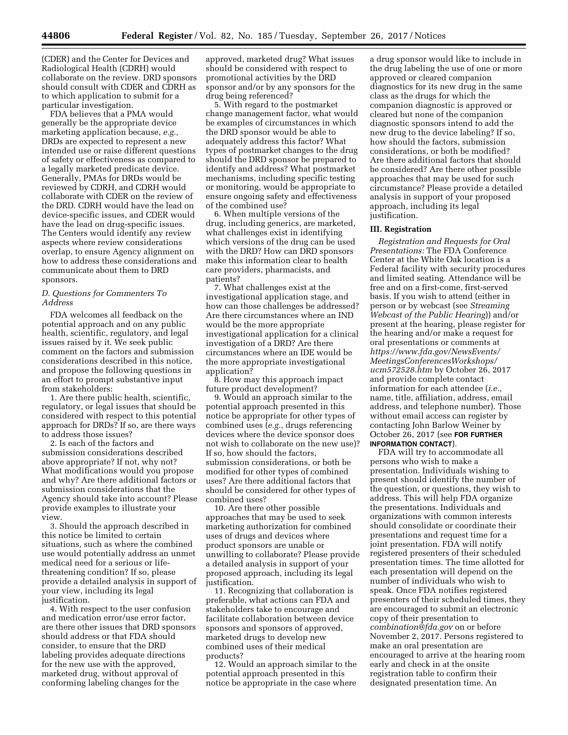(CDER) and the Center for Devices and Radiological Health (CDRH) would collaborate on the review. DRD sponsors should consult with CDER and CDRH as to which application to submit for a particular investigation.

FDA believes that a PMA would generally be the appropriate device marketing application because, *e.g.,* DRDs are expected to represent a new intended use or raise different questions of safety or effectiveness as compared to a legally marketed predicate device. Generally, PMAs for DRDs would be reviewed by CDRH, and CDRH would collaborate with CDER on the review of the DRD. CDRH would have the lead on device-specific issues, and CDER would have the lead on drug-specific issues. The Centers would identify any review aspects where review considerations overlap, to ensure Agency alignment on how to address these considerations and communicate about them to DRD sponsors.

### *D. Questions for Commenters To Address*

FDA welcomes all feedback on the potential approach and on any public health, scientific, regulatory, and legal issues raised by it. We seek public comment on the factors and submission considerations described in this notice, and propose the following questions in an effort to prompt substantive input from stakeholders:

1. Are there public health, scientific, regulatory, or legal issues that should be considered with respect to this potential approach for DRDs? If so, are there ways to address those issues?

2. Is each of the factors and submission considerations described above appropriate? If not, why not? What modifications would you propose and why? Are there additional factors or submission considerations that the Agency should take into account? Please provide examples to illustrate your view.

3. Should the approach described in this notice be limited to certain situations, such as where the combined use would potentially address an unmet medical need for a serious or life-threatening condition? If so, please provide a detailed analysis in support of your view, including its legal justification.

4. With respect to the user confusion and medication error/use error factor, are there other issues that DRD sponsors should address or that FDA should consider, to ensure that the DRD labeling provides adequate directions for the new use with the approved, marketed drug, without approval of conforming labeling changes for the approved, marketed drug? What issues should be considered with respect to promotional activities by the DRD sponsor and/or by any sponsors for the drug being referenced?

5. With regard to the postmarket change management factor, what would be examples of circumstances in which the DRD sponsor would be able to adequately address this factor? What types of postmarket changes to the drug should the DRD sponsor be prepared to identify and address? What postmarket mechanisms, including specific testing or monitoring, would be appropriate to ensure ongoing safety and effectiveness of the combined use?

6. When multiple versions of the drug, including generics, are marketed, what challenges exist in identifying which versions of the drug can be used with the DRD? How can DRD sponsors make this information clear to health care providers, pharmacists, and patients?

7. What challenges exist at the investigational application stage, and how can those challenges be addressed? Are there circumstances where an IND would be the more appropriate investigational application for a clinical investigation of a DRD? Are there circumstances where an IDE would be the more appropriate investigational application?

8. How may this approach impact future product development?

9. Would an approach similar to the potential approach presented in this notice be appropriate for other types of combined uses (*e.g.,* drugs referencing devices where the device sponsor does not wish to collaborate on the new use)? If so, how should the factors, submission considerations, or both be modified for other types of combined uses? Are there additional factors that should be considered for other types of combined uses?

10. Are there other possible approaches that may be used to seek marketing authorization for combined uses of drugs and devices where product sponsors are unable or unwilling to collaborate? Please provide a detailed analysis in support of your proposed approach, including its legal justification.

11. Recognizing that collaboration is preferable, what actions can FDA and stakeholders take to encourage and facilitate collaboration between device sponsors and sponsors of approved, marketed drugs to develop new combined uses of their medical products?

12. Would an approach similar to the potential approach presented in this notice be appropriate in the case where a drug sponsor would like to include in the drug labeling the use of one or more approved or cleared companion diagnostics for its new drug in the same class as the drugs for which the companion diagnostic is approved or cleared but none of the companion diagnostic sponsors intend to add the new drug to the device labeling? If so, how should the factors, submission considerations, or both be modified? Are there additional factors that should be considered? Are there other possible approaches that may be used for such circumstance? Please provide a detailed analysis in support of your proposed approach, including its legal justification.

## III. Registration

*Registration and Requests for Oral Presentations:* The FDA Conference Center at the White Oak location is a Federal facility with security procedures and limited seating. Attendance will be free and on a first-come, first-served basis. If you wish to attend (either in person or by webcast (see *Streaming Webcast of the Public Hearing*)) and/or present at the hearing, please register for the hearing and/or make a request for oral presentations or comments at *https://www.fda.gov/NewsEvents/MeetingsConferencesWorkshops/ucm572528.htm* by October 26, 2017 and provide complete contact information for each attendee (*i.e.,* name, title, affiliation, address, email address, and telephone number). Those without email access can register by contacting John Barlow Weiner by October 26, 2017 (see **FOR FURTHER INFORMATION CONTACT**).

FDA will try to accommodate all persons who wish to make a presentation. Individuals wishing to present should identify the number of the question, or questions, they wish to address. This will help FDA organize the presentations. Individuals and organizations with common interests should consolidate or coordinate their presentations and request time for a joint presentation. FDA will notify registered presenters of their scheduled presentation times. The time allotted for each presentation will depend on the number of individuals who wish to speak. Once FDA notifies registered presenters of their scheduled times, they are encouraged to submit an electronic copy of their presentation to *combination@fda.gov* on or before November 2, 2017. Persons registered to make an oral presentation are encouraged to arrive at the hearing room early and check in at the onsite registration table to confirm their designated presentation time. An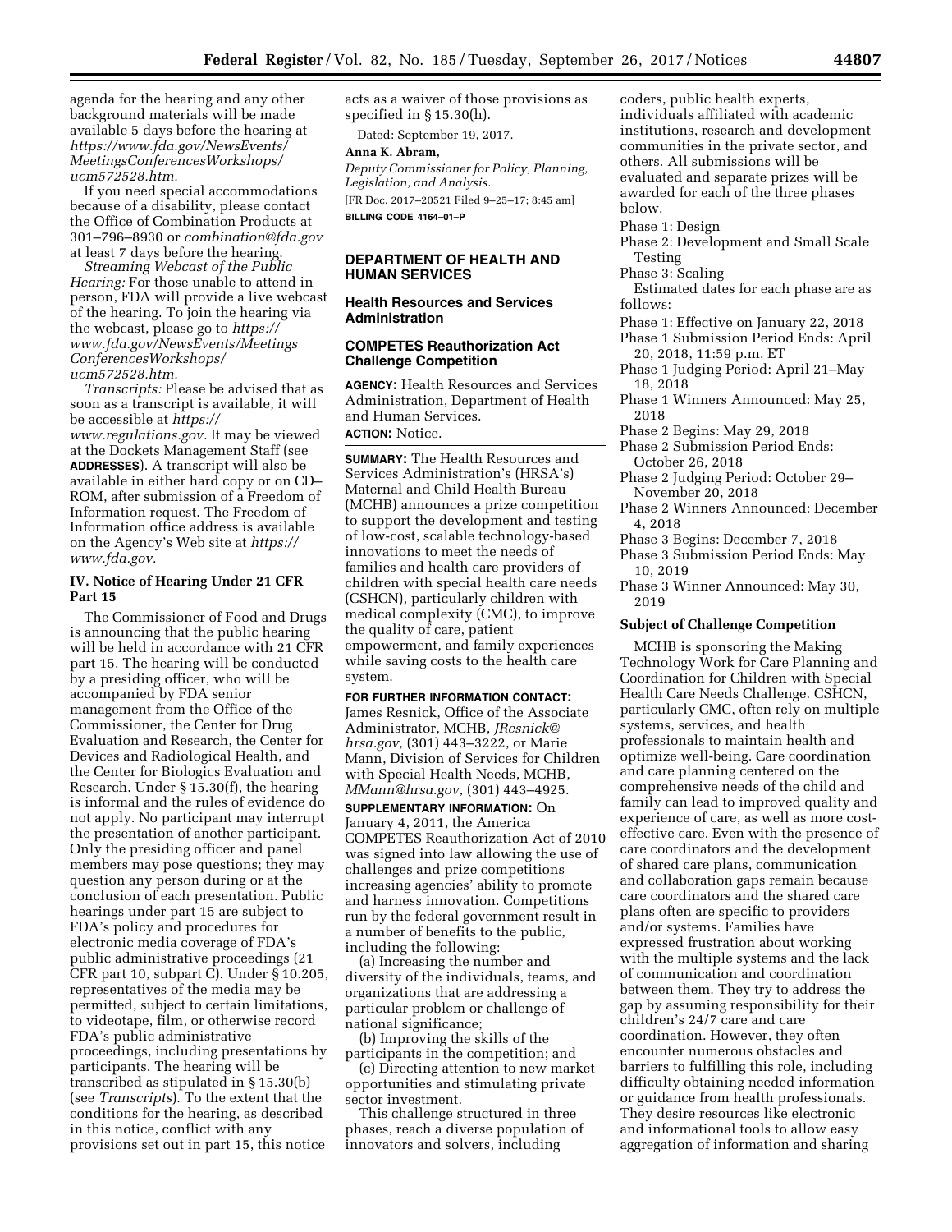agenda for the hearing and any other background materials will be made available 5 days before the hearing at *https://www.fda.gov/NewsEvents/MeetingsConferencesWorkshops/ucm572528.htm.*

If you need special accommodations because of a disability, please contact the Office of Combination Products at 301–796–8930 or *combination@fda.gov* at least 7 days before the hearing.

*Streaming Webcast of the Public Hearing:* For those unable to attend in person, FDA will provide a live webcast of the hearing. To join the hearing via the webcast, please go to *https://www.fda.gov/NewsEvents/MeetingsConferencesWorkshops/ucm572528.htm.*

*Transcripts:* Please be advised that as soon as a transcript is available, it will be accessible at *https://www.regulations.gov.* It may be viewed at the Dockets Management Staff (see **ADDRESSES**). A transcript will also be available in either hard copy or on CD–ROM, after submission of a Freedom of Information request. The Freedom of Information office address is available on the Agency's Web site at *https://www.fda.gov.*

### IV. Notice of Hearing Under 21 CFR Part 15

The Commissioner of Food and Drugs is announcing that the public hearing will be held in accordance with 21 CFR part 15. The hearing will be conducted by a presiding officer, who will be accompanied by FDA senior management from the Office of the Commissioner, the Center for Drug Evaluation and Research, the Center for Devices and Radiological Health, and the Center for Biologics Evaluation and Research. Under § 15.30(f), the hearing is informal and the rules of evidence do not apply. No participant may interrupt the presentation of another participant. Only the presiding officer and panel members may pose questions; they may question any person during or at the conclusion of each presentation. Public hearings under part 15 are subject to FDA's policy and procedures for electronic media coverage of FDA's public administrative proceedings (21 CFR part 10, subpart C). Under § 10.205, representatives of the media may be permitted, subject to certain limitations, to videotape, film, or otherwise record FDA's public administrative proceedings, including presentations by participants. The hearing will be transcribed as stipulated in § 15.30(b) (see *Transcripts*). To the extent that the conditions for the hearing, as described in this notice, conflict with any provisions set out in part 15, this notice acts as a waiver of those provisions as specified in § 15.30(h).

Dated: September 19, 2017.

**Anna K. Abram,**

*Deputy Commissioner for Policy, Planning, Legislation, and Analysis.*

[FR Doc. 2017–20521 Filed 9–25–17; 8:45 am]

**BILLING CODE 4164–01–P**

---

## DEPARTMENT OF HEALTH AND HUMAN SERVICES

### Health Resources and Services Administration

### COMPETES Reauthorization Act Challenge Competition

**AGENCY:** Health Resources and Services Administration, Department of Health and Human Services.

**ACTION:** Notice.

**SUMMARY:** The Health Resources and Services Administration's (HRSA's) Maternal and Child Health Bureau (MCHB) announces a prize competition to support the development and testing of low-cost, scalable technology-based innovations to meet the needs of families and health care providers of children with special health care needs (CSHCN), particularly children with medical complexity (CMC), to improve the quality of care, patient empowerment, and family experiences while saving costs to the health care system.

**FOR FURTHER INFORMATION CONTACT:** James Resnick, Office of the Associate Administrator, MCHB, *JResnick@hrsa.gov,* (301) 443–3222, or Marie Mann, Division of Services for Children with Special Health Needs, MCHB, *MMann@hrsa.gov,* (301) 443–4925.

**SUPPLEMENTARY INFORMATION:** On January 4, 2011, the America COMPETES Reauthorization Act of 2010 was signed into law allowing the use of challenges and prize competitions increasing agencies' ability to promote and harness innovation. Competitions run by the federal government result in a number of benefits to the public, including the following:

(a) Increasing the number and diversity of the individuals, teams, and organizations that are addressing a particular problem or challenge of national significance;

(b) Improving the skills of the participants in the competition; and

(c) Directing attention to new market opportunities and stimulating private sector investment.

This challenge structured in three phases, reach a diverse population of innovators and solvers, including coders, public health experts, individuals affiliated with academic institutions, research and development communities in the private sector, and others. All submissions will be evaluated and separate prizes will be awarded for each of the three phases below.

Phase 1: Design
Phase 2: Development and Small Scale Testing
Phase 3: Scaling

Estimated dates for each phase are as follows:

Phase 1: Effective on January 22, 2018
Phase 1 Submission Period Ends: April 20, 2018, 11:59 p.m. ET
Phase 1 Judging Period: April 21–May 18, 2018
Phase 1 Winners Announced: May 25, 2018
Phase 2 Begins: May 29, 2018
Phase 2 Submission Period Ends: October 26, 2018
Phase 2 Judging Period: October 29–November 20, 2018
Phase 2 Winners Announced: December 4, 2018
Phase 3 Begins: December 7, 2018
Phase 3 Submission Period Ends: May 10, 2019
Phase 3 Winner Announced: May 30, 2019

### Subject of Challenge Competition

MCHB is sponsoring the Making Technology Work for Care Planning and Coordination for Children with Special Health Care Needs Challenge. CSHCN, particularly CMC, often rely on multiple systems, services, and health professionals to maintain health and optimize well-being. Care coordination and care planning centered on the comprehensive needs of the child and family can lead to improved quality and experience of care, as well as more cost-effective care. Even with the presence of care coordinators and the development of shared care plans, communication and collaboration gaps remain because care coordinators and the shared care plans often are specific to providers and/or systems. Families have expressed frustration about working with the multiple systems and the lack of communication and coordination between them. They try to address the gap by assuming responsibility for their children's 24/7 care and care coordination. However, they often encounter numerous obstacles and barriers to fulfilling this role, including difficulty obtaining needed information or guidance from health professionals. They desire resources like electronic and informational tools to allow easy aggregation of information and sharing